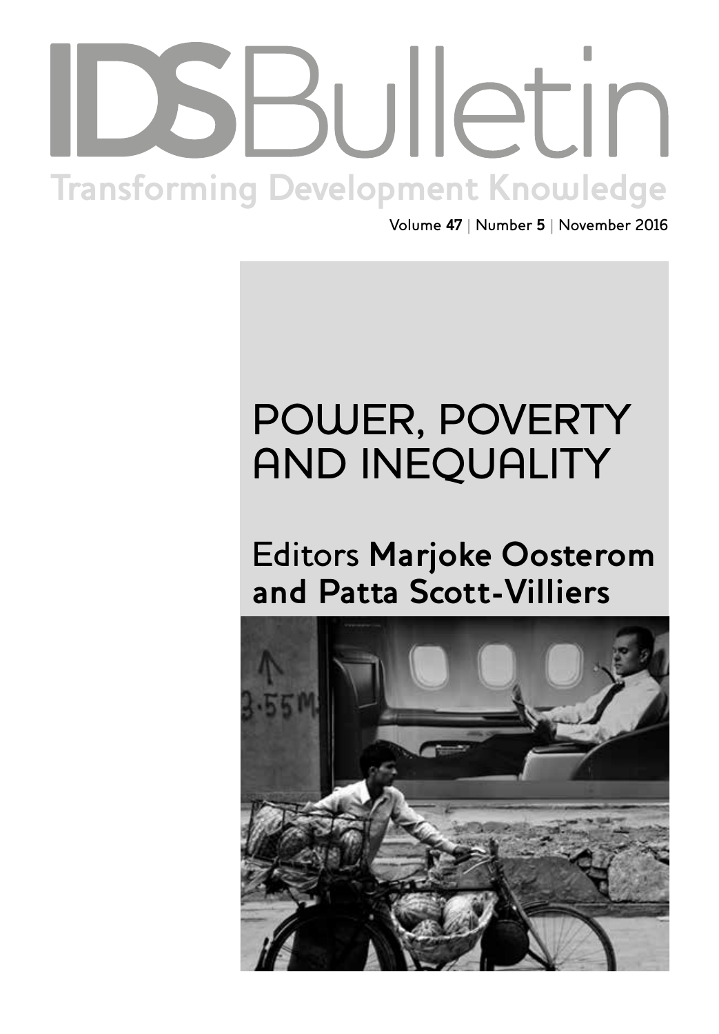# IDS Bulletin

Transforming Development Knowledge

Volume **47** | Number **5** | November 2016

## POWER, POVERTY AND INEQUALITY

Editors **Marjoke Oosterom and Patta Scott-Villiers**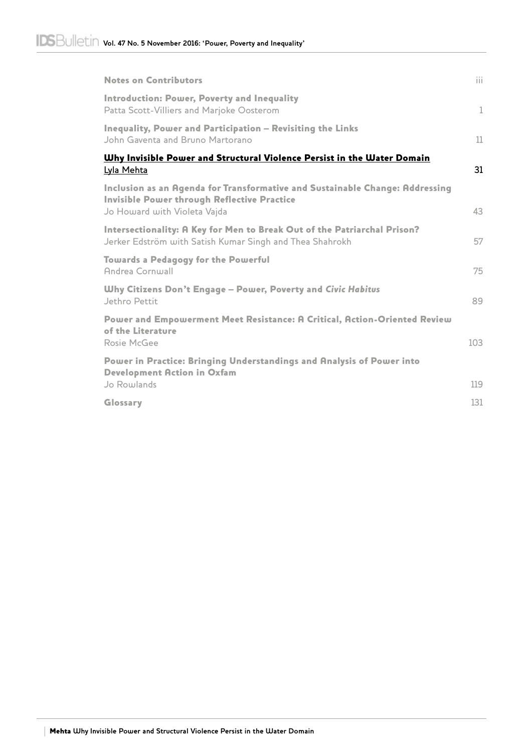| | |
|---|---|
| **Notes on Contributors** | iii |
| **Introduction: Power, Poverty and Inequality**<br>Patta Scott-Villiers and Marjoke Oosterom | 1 |
| **Inequality, Power and Participation – Revisiting the Links**<br>John Gaventa and Bruno Martorano | 11 |
| **Why Invisible Power and Structural Violence Persist in the Water Domain**<br>Lyla Mehta | 31 |
| **Inclusion as an Agenda for Transformative and Sustainable Change: Addressing Invisible Power through Reflective Practice**<br>Jo Howard with Violeta Vajda | 43 |
| **Intersectionality: A Key for Men to Break Out of the Patriarchal Prison?**<br>Jerker Edström with Satish Kumar Singh and Thea Shahrokh | 57 |
| **Towards a Pedagogy for the Powerful**<br>Andrea Cornwall | 75 |
| **Why Citizens Don't Engage – Power, Poverty and *Civic Habitus***<br>Jethro Pettit | 89 |
| **Power and Empowerment Meet Resistance: A Critical, Action-Oriented Review of the Literature**<br>Rosie McGee | 103 |
| **Power in Practice: Bringing Understandings and Analysis of Power into Development Action in Oxfam**<br>Jo Rowlands | 119 |
| **Glossary** | 131 |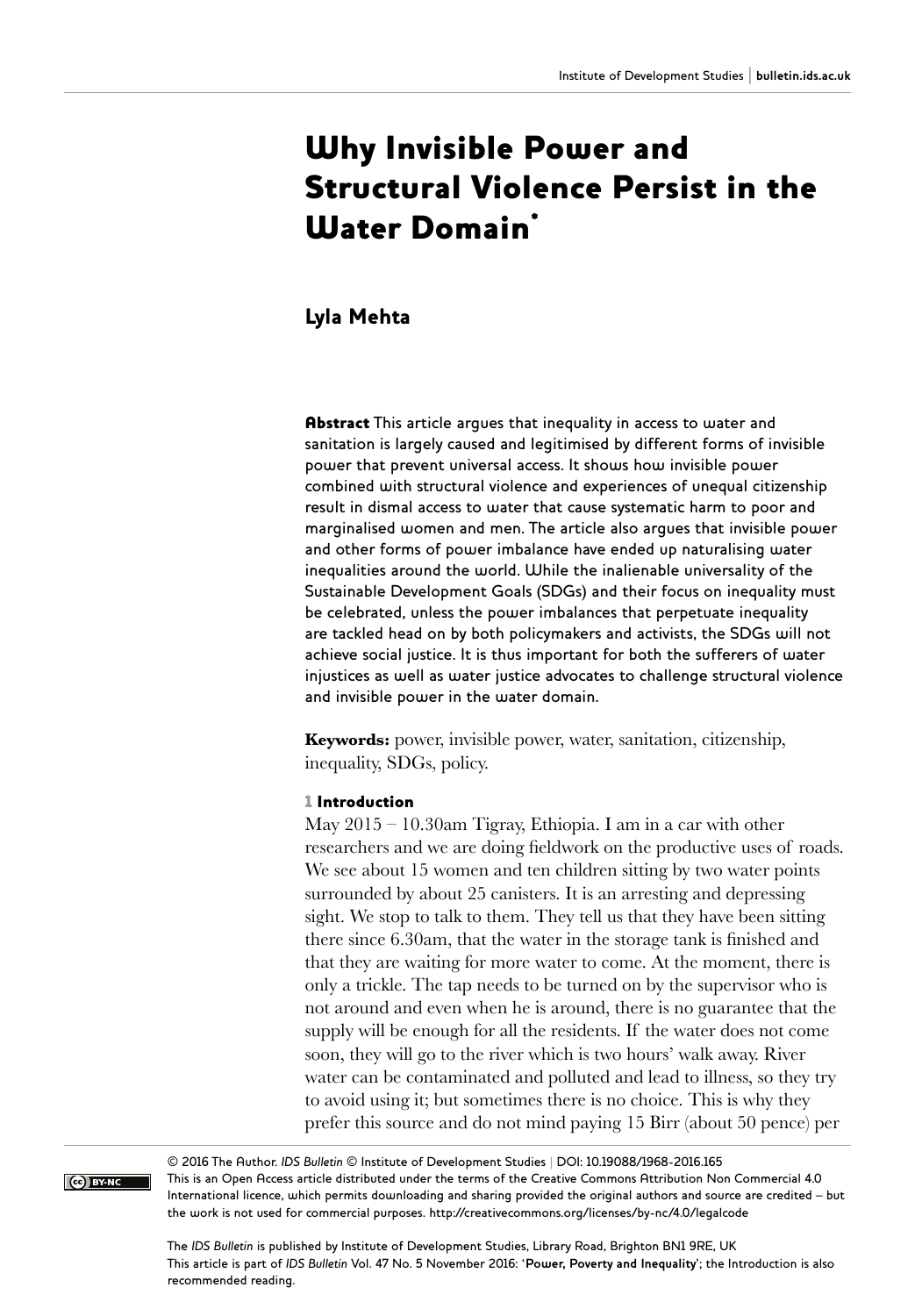# Why Invisible Power and Structural Violence Persist in the Water Domain*

## Lyla Mehta

**Abstract** This article argues that inequality in access to water and sanitation is largely caused and legitimised by different forms of invisible power that prevent universal access. It shows how invisible power combined with structural violence and experiences of unequal citizenship result in dismal access to water that cause systematic harm to poor and marginalised women and men. The article also argues that invisible power and other forms of power imbalance have ended up naturalising water inequalities around the world. While the inalienable universality of the Sustainable Development Goals (SDGs) and their focus on inequality must be celebrated, unless the power imbalances that perpetuate inequality are tackled head on by both policymakers and activists, the SDGs will not achieve social justice. It is thus important for both the sufferers of water injustices as well as water justice advocates to challenge structural violence and invisible power in the water domain.

**Keywords:** power, invisible power, water, sanitation, citizenship, inequality, SDGs, policy.

### 1 Introduction

May 2015 – 10.30am Tigray, Ethiopia. I am in a car with other researchers and we are doing fieldwork on the productive uses of roads. We see about 15 women and ten children sitting by two water points surrounded by about 25 canisters. It is an arresting and depressing sight. We stop to talk to them. They tell us that they have been sitting there since 6.30am, that the water in the storage tank is finished and that they are waiting for more water to come. At the moment, there is only a trickle. The tap needs to be turned on by the supervisor who is not around and even when he is around, there is no guarantee that the supply will be enough for all the residents. If the water does not come soon, they will go to the river which is two hours' walk away. River water can be contaminated and polluted and lead to illness, so they try to avoid using it; but sometimes there is no choice. This is why they prefer this source and do not mind paying 15 Birr (about 50 pence) per

© 2016 The Author. *IDS Bulletin* © Institute of Development Studies | DOI: 10.19088/1968-2016.165
This is an Open Access article distributed under the terms of the Creative Commons Attribution Non Commercial 4.0 International licence, which permits downloading and sharing provided the original authors and source are credited – but the work is not used for commercial purposes. http://creativecommons.org/licenses/by-nc/4.0/legalcode

The *IDS Bulletin* is published by Institute of Development Studies, Library Road, Brighton BN1 9RE, UK
This article is part of *IDS Bulletin* Vol. 47 No. 5 November 2016: '**Power, Poverty and Inequality**'; the Introduction is also recommended reading.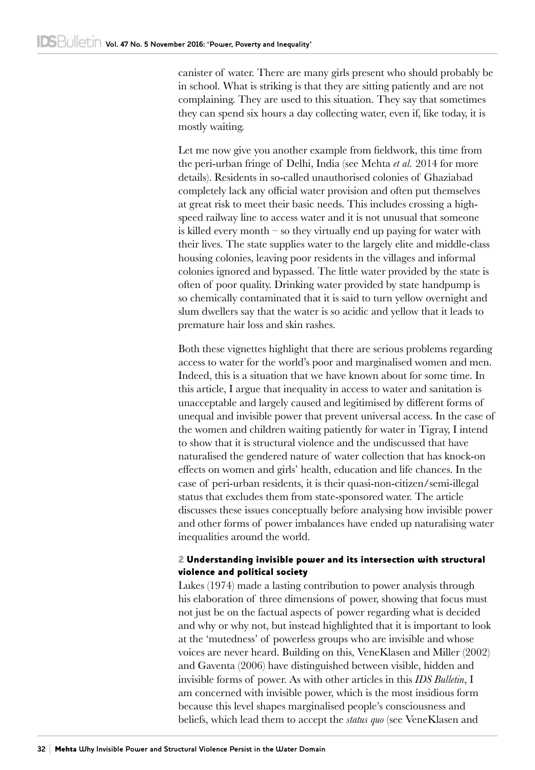canister of water. There are many girls present who should probably be in school. What is striking is that they are sitting patiently and are not complaining. They are used to this situation. They say that sometimes they can spend six hours a day collecting water, even if, like today, it is mostly waiting.

Let me now give you another example from fieldwork, this time from the peri-urban fringe of Delhi, India (see Mehta *et al.* 2014 for more details). Residents in so-called unauthorised colonies of Ghaziabad completely lack any official water provision and often put themselves at great risk to meet their basic needs. This includes crossing a high-speed railway line to access water and it is not unusual that someone is killed every month – so they virtually end up paying for water with their lives. The state supplies water to the largely elite and middle-class housing colonies, leaving poor residents in the villages and informal colonies ignored and bypassed. The little water provided by the state is often of poor quality. Drinking water provided by state handpump is so chemically contaminated that it is said to turn yellow overnight and slum dwellers say that the water is so acidic and yellow that it leads to premature hair loss and skin rashes.

Both these vignettes highlight that there are serious problems regarding access to water for the world's poor and marginalised women and men. Indeed, this is a situation that we have known about for some time. In this article, I argue that inequality in access to water and sanitation is unacceptable and largely caused and legitimised by different forms of unequal and invisible power that prevent universal access. In the case of the women and children waiting patiently for water in Tigray, I intend to show that it is structural violence and the undiscussed that have naturalised the gendered nature of water collection that has knock-on effects on women and girls' health, education and life chances. In the case of peri-urban residents, it is their quasi-non-citizen/semi-illegal status that excludes them from state-sponsored water. The article discusses these issues conceptually before analysing how invisible power and other forms of power imbalances have ended up naturalising water inequalities around the world.

## 2 Understanding invisible power and its intersection with structural violence and political society

Lukes (1974) made a lasting contribution to power analysis through his elaboration of three dimensions of power, showing that focus must not just be on the factual aspects of power regarding what is decided and why or why not, but instead highlighted that it is important to look at the 'mutedness' of powerless groups who are invisible and whose voices are never heard. Building on this, VeneKlasen and Miller (2002) and Gaventa (2006) have distinguished between visible, hidden and invisible forms of power. As with other articles in this *IDS Bulletin*, I am concerned with invisible power, which is the most insidious form because this level shapes marginalised people's consciousness and beliefs, which lead them to accept the *status quo* (see VeneKlasen and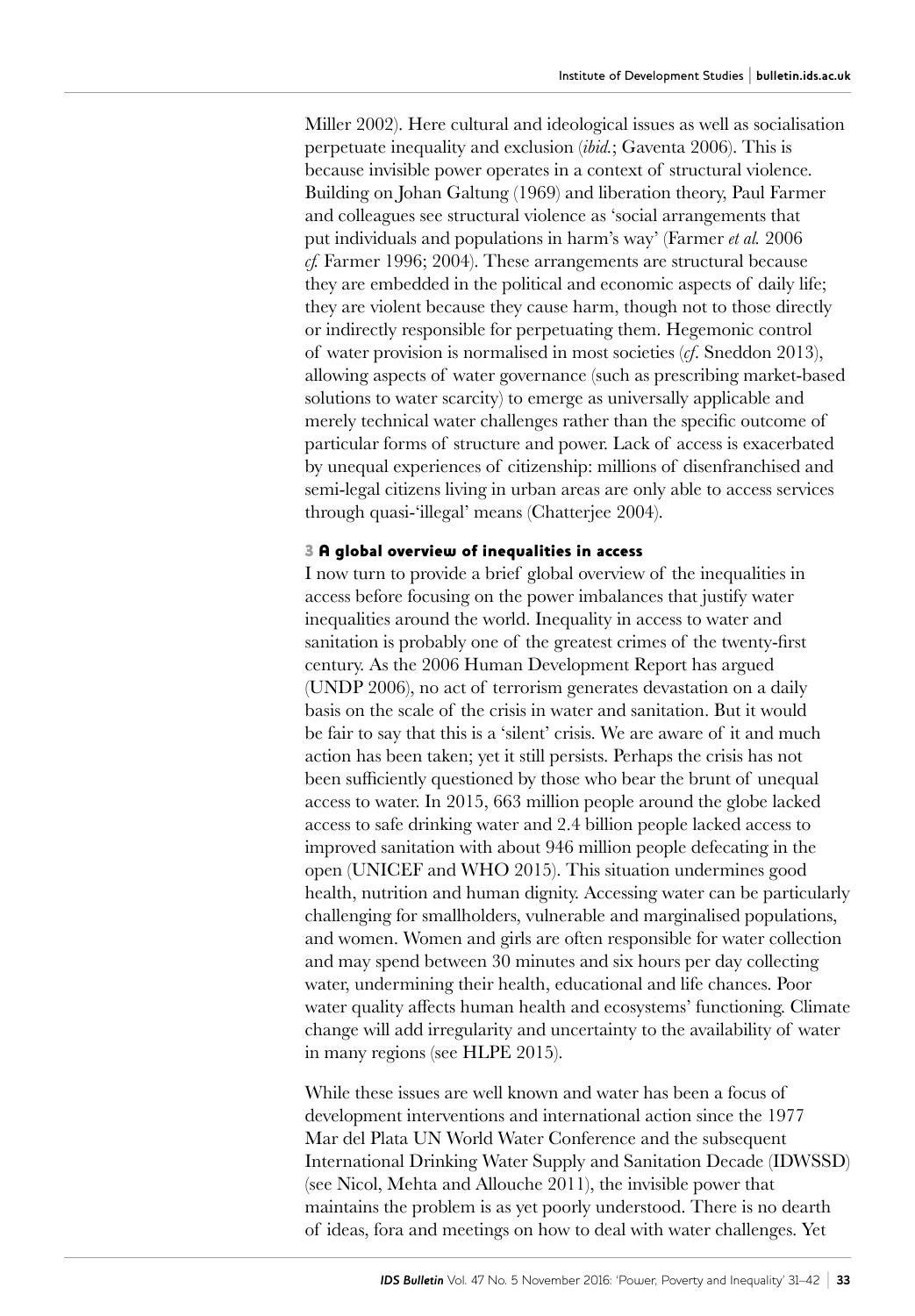Miller 2002). Here cultural and ideological issues as well as socialisation perpetuate inequality and exclusion (*ibid.*; Gaventa 2006). This is because invisible power operates in a context of structural violence. Building on Johan Galtung (1969) and liberation theory, Paul Farmer and colleagues see structural violence as 'social arrangements that put individuals and populations in harm's way' (Farmer *et al.* 2006 *cf.* Farmer 1996; 2004). These arrangements are structural because they are embedded in the political and economic aspects of daily life; they are violent because they cause harm, though not to those directly or indirectly responsible for perpetuating them. Hegemonic control of water provision is normalised in most societies (*cf.* Sneddon 2013), allowing aspects of water governance (such as prescribing market-based solutions to water scarcity) to emerge as universally applicable and merely technical water challenges rather than the specific outcome of particular forms of structure and power. Lack of access is exacerbated by unequal experiences of citizenship: millions of disenfranchised and semi-legal citizens living in urban areas are only able to access services through quasi-'illegal' means (Chatterjee 2004).

## 3 A global overview of inequalities in access

I now turn to provide a brief global overview of the inequalities in access before focusing on the power imbalances that justify water inequalities around the world. Inequality in access to water and sanitation is probably one of the greatest crimes of the twenty-first century. As the 2006 Human Development Report has argued (UNDP 2006), no act of terrorism generates devastation on a daily basis on the scale of the crisis in water and sanitation. But it would be fair to say that this is a 'silent' crisis. We are aware of it and much action has been taken; yet it still persists. Perhaps the crisis has not been sufficiently questioned by those who bear the brunt of unequal access to water. In 2015, 663 million people around the globe lacked access to safe drinking water and 2.4 billion people lacked access to improved sanitation with about 946 million people defecating in the open (UNICEF and WHO 2015). This situation undermines good health, nutrition and human dignity. Accessing water can be particularly challenging for smallholders, vulnerable and marginalised populations, and women. Women and girls are often responsible for water collection and may spend between 30 minutes and six hours per day collecting water, undermining their health, educational and life chances. Poor water quality affects human health and ecosystems' functioning. Climate change will add irregularity and uncertainty to the availability of water in many regions (see HLPE 2015).

While these issues are well known and water has been a focus of development interventions and international action since the 1977 Mar del Plata UN World Water Conference and the subsequent International Drinking Water Supply and Sanitation Decade (IDWSSD) (see Nicol, Mehta and Allouche 2011), the invisible power that maintains the problem is as yet poorly understood. There is no dearth of ideas, fora and meetings on how to deal with water challenges. Yet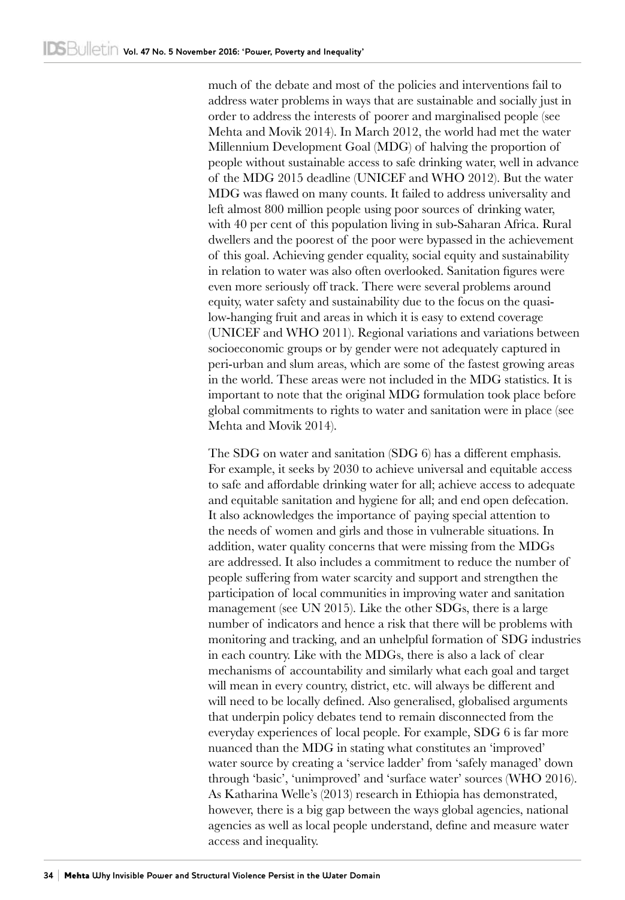much of the debate and most of the policies and interventions fail to address water problems in ways that are sustainable and socially just in order to address the interests of poorer and marginalised people (see Mehta and Movik 2014). In March 2012, the world had met the water Millennium Development Goal (MDG) of halving the proportion of people without sustainable access to safe drinking water, well in advance of the MDG 2015 deadline (UNICEF and WHO 2012). But the water MDG was flawed on many counts. It failed to address universality and left almost 800 million people using poor sources of drinking water, with 40 per cent of this population living in sub-Saharan Africa. Rural dwellers and the poorest of the poor were bypassed in the achievement of this goal. Achieving gender equality, social equity and sustainability in relation to water was also often overlooked. Sanitation figures were even more seriously off track. There were several problems around equity, water safety and sustainability due to the focus on the quasi-low-hanging fruit and areas in which it is easy to extend coverage (UNICEF and WHO 2011). Regional variations and variations between socioeconomic groups or by gender were not adequately captured in peri-urban and slum areas, which are some of the fastest growing areas in the world. These areas were not included in the MDG statistics. It is important to note that the original MDG formulation took place before global commitments to rights to water and sanitation were in place (see Mehta and Movik 2014).

The SDG on water and sanitation (SDG 6) has a different emphasis. For example, it seeks by 2030 to achieve universal and equitable access to safe and affordable drinking water for all; achieve access to adequate and equitable sanitation and hygiene for all; and end open defecation. It also acknowledges the importance of paying special attention to the needs of women and girls and those in vulnerable situations. In addition, water quality concerns that were missing from the MDGs are addressed. It also includes a commitment to reduce the number of people suffering from water scarcity and support and strengthen the participation of local communities in improving water and sanitation management (see UN 2015). Like the other SDGs, there is a large number of indicators and hence a risk that there will be problems with monitoring and tracking, and an unhelpful formation of SDG industries in each country. Like with the MDGs, there is also a lack of clear mechanisms of accountability and similarly what each goal and target will mean in every country, district, etc. will always be different and will need to be locally defined. Also generalised, globalised arguments that underpin policy debates tend to remain disconnected from the everyday experiences of local people. For example, SDG 6 is far more nuanced than the MDG in stating what constitutes an 'improved' water source by creating a 'service ladder' from 'safely managed' down through 'basic', 'unimproved' and 'surface water' sources (WHO 2016). As Katharina Welle's (2013) research in Ethiopia has demonstrated, however, there is a big gap between the ways global agencies, national agencies as well as local people understand, define and measure water access and inequality.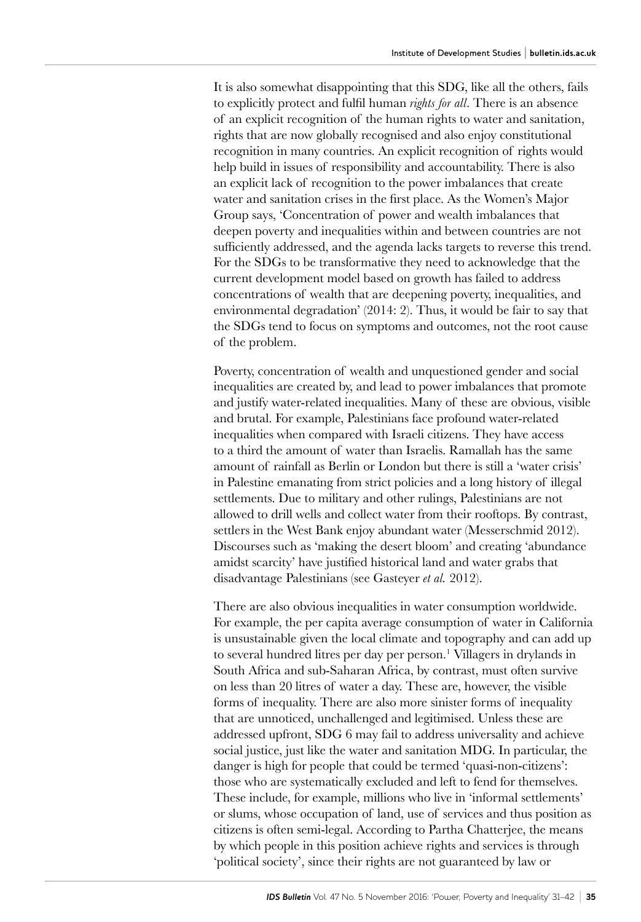It is also somewhat disappointing that this SDG, like all the others, fails to explicitly protect and fulfil human *rights for all*. There is an absence of an explicit recognition of the human rights to water and sanitation, rights that are now globally recognised and also enjoy constitutional recognition in many countries. An explicit recognition of rights would help build in issues of responsibility and accountability. There is also an explicit lack of recognition to the power imbalances that create water and sanitation crises in the first place. As the Women's Major Group says, 'Concentration of power and wealth imbalances that deepen poverty and inequalities within and between countries are not sufficiently addressed, and the agenda lacks targets to reverse this trend. For the SDGs to be transformative they need to acknowledge that the current development model based on growth has failed to address concentrations of wealth that are deepening poverty, inequalities, and environmental degradation' (2014: 2). Thus, it would be fair to say that the SDGs tend to focus on symptoms and outcomes, not the root cause of the problem.

Poverty, concentration of wealth and unquestioned gender and social inequalities are created by, and lead to power imbalances that promote and justify water-related inequalities. Many of these are obvious, visible and brutal. For example, Palestinians face profound water-related inequalities when compared with Israeli citizens. They have access to a third the amount of water than Israelis. Ramallah has the same amount of rainfall as Berlin or London but there is still a 'water crisis' in Palestine emanating from strict policies and a long history of illegal settlements. Due to military and other rulings, Palestinians are not allowed to drill wells and collect water from their rooftops. By contrast, settlers in the West Bank enjoy abundant water (Messerschmid 2012). Discourses such as 'making the desert bloom' and creating 'abundance amidst scarcity' have justified historical land and water grabs that disadvantage Palestinians (see Gasteyer *et al.* 2012).

There are also obvious inequalities in water consumption worldwide. For example, the per capita average consumption of water in California is unsustainable given the local climate and topography and can add up to several hundred litres per day per person.[1] Villagers in drylands in South Africa and sub-Saharan Africa, by contrast, must often survive on less than 20 litres of water a day. These are, however, the visible forms of inequality. There are also more sinister forms of inequality that are unnoticed, unchallenged and legitimised. Unless these are addressed upfront, SDG 6 may fail to address universality and achieve social justice, just like the water and sanitation MDG. In particular, the danger is high for people that could be termed 'quasi-non-citizens': those who are systematically excluded and left to fend for themselves. These include, for example, millions who live in 'informal settlements' or slums, whose occupation of land, use of services and thus position as citizens is often semi-legal. According to Partha Chatterjee, the means by which people in this position achieve rights and services is through 'political society', since their rights are not guaranteed by law or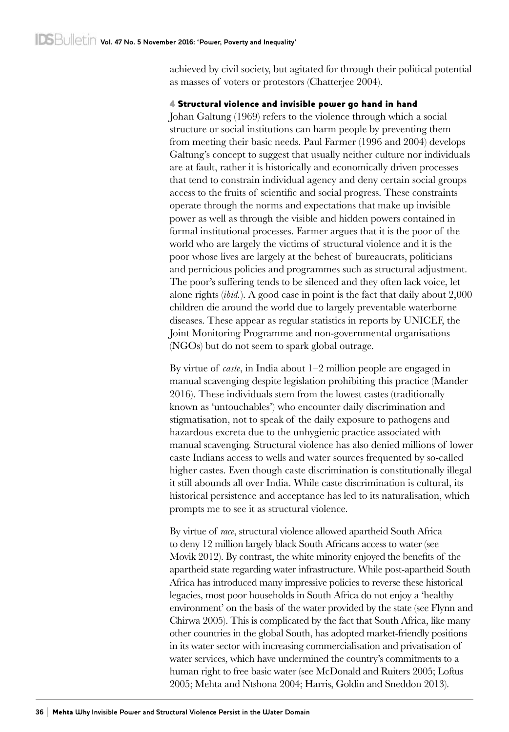achieved by civil society, but agitated for through their political potential as masses of voters or protestors (Chatterjee 2004).

## 4 Structural violence and invisible power go hand in hand

Johan Galtung (1969) refers to the violence through which a social structure or social institutions can harm people by preventing them from meeting their basic needs. Paul Farmer (1996 and 2004) develops Galtung's concept to suggest that usually neither culture nor individuals are at fault, rather it is historically and economically driven processes that tend to constrain individual agency and deny certain social groups access to the fruits of scientific and social progress. These constraints operate through the norms and expectations that make up invisible power as well as through the visible and hidden powers contained in formal institutional processes. Farmer argues that it is the poor of the world who are largely the victims of structural violence and it is the poor whose lives are largely at the behest of bureaucrats, politicians and pernicious policies and programmes such as structural adjustment. The poor's suffering tends to be silenced and they often lack voice, let alone rights (*ibid.*). A good case in point is the fact that daily about 2,000 children die around the world due to largely preventable waterborne diseases. These appear as regular statistics in reports by UNICEF, the Joint Monitoring Programme and non-governmental organisations (NGOs) but do not seem to spark global outrage.

By virtue of *caste*, in India about 1–2 million people are engaged in manual scavenging despite legislation prohibiting this practice (Mander 2016). These individuals stem from the lowest castes (traditionally known as 'untouchables') who encounter daily discrimination and stigmatisation, not to speak of the daily exposure to pathogens and hazardous excreta due to the unhygienic practice associated with manual scavenging. Structural violence has also denied millions of lower caste Indians access to wells and water sources frequented by so-called higher castes. Even though caste discrimination is constitutionally illegal it still abounds all over India. While caste discrimination is cultural, its historical persistence and acceptance has led to its naturalisation, which prompts me to see it as structural violence.

By virtue of *race*, structural violence allowed apartheid South Africa to deny 12 million largely black South Africans access to water (see Movik 2012). By contrast, the white minority enjoyed the benefits of the apartheid state regarding water infrastructure. While post-apartheid South Africa has introduced many impressive policies to reverse these historical legacies, most poor households in South Africa do not enjoy a 'healthy environment' on the basis of the water provided by the state (see Flynn and Chirwa 2005). This is complicated by the fact that South Africa, like many other countries in the global South, has adopted market-friendly positions in its water sector with increasing commercialisation and privatisation of water services, which have undermined the country's commitments to a human right to free basic water (see McDonald and Ruiters 2005; Loftus 2005; Mehta and Ntshona 2004; Harris, Goldin and Sneddon 2013).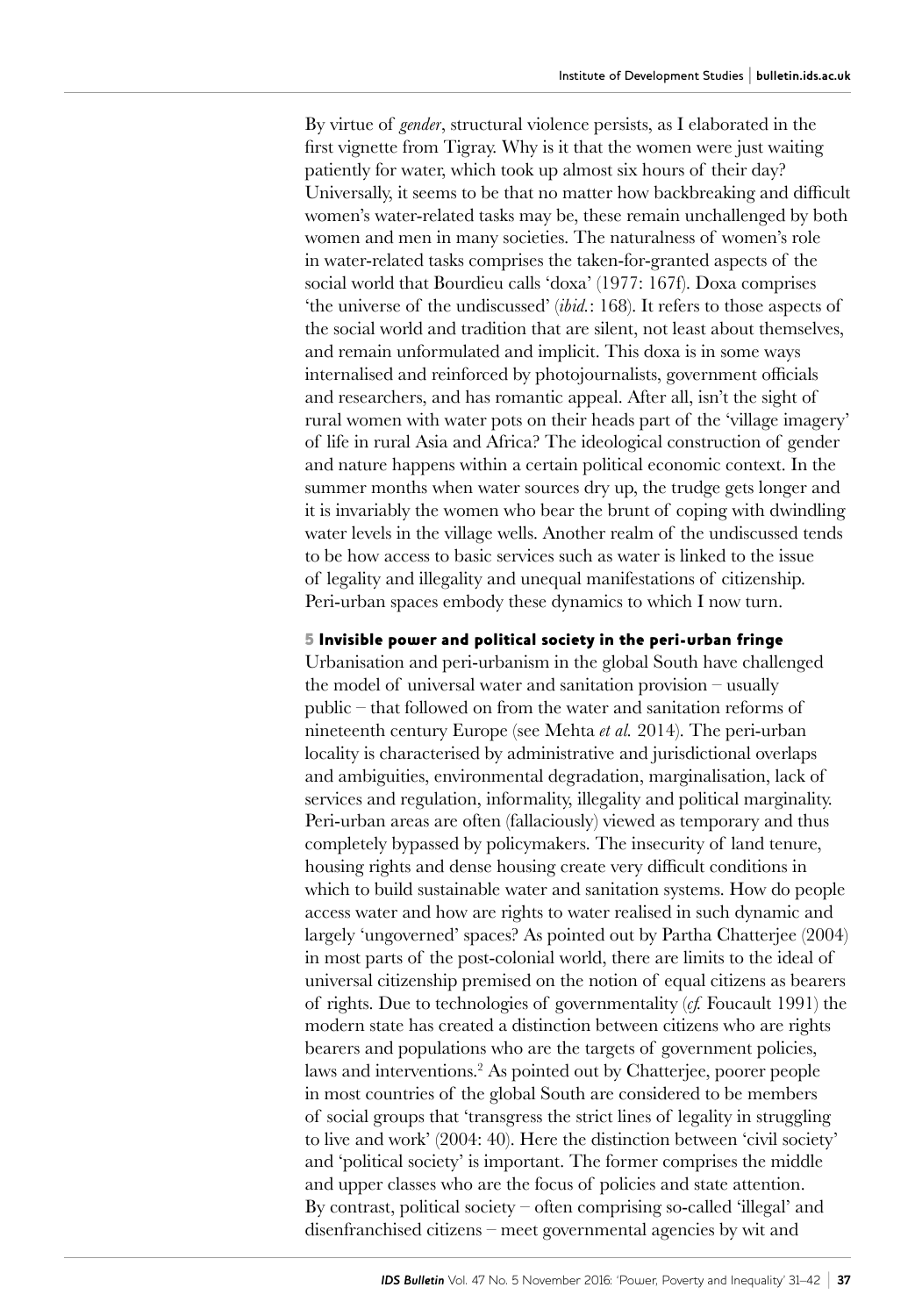By virtue of *gender*, structural violence persists, as I elaborated in the first vignette from Tigray. Why is it that the women were just waiting patiently for water, which took up almost six hours of their day? Universally, it seems to be that no matter how backbreaking and difficult women's water-related tasks may be, these remain unchallenged by both women and men in many societies. The naturalness of women's role in water-related tasks comprises the taken-for-granted aspects of the social world that Bourdieu calls 'doxa' (1977: 167f). Doxa comprises 'the universe of the undiscussed' (*ibid.*: 168). It refers to those aspects of the social world and tradition that are silent, not least about themselves, and remain unformulated and implicit. This doxa is in some ways internalised and reinforced by photojournalists, government officials and researchers, and has romantic appeal. After all, isn't the sight of rural women with water pots on their heads part of the 'village imagery' of life in rural Asia and Africa? The ideological construction of gender and nature happens within a certain political economic context. In the summer months when water sources dry up, the trudge gets longer and it is invariably the women who bear the brunt of coping with dwindling water levels in the village wells. Another realm of the undiscussed tends to be how access to basic services such as water is linked to the issue of legality and illegality and unequal manifestations of citizenship. Peri-urban spaces embody these dynamics to which I now turn.

## 5 Invisible power and political society in the peri-urban fringe

Urbanisation and peri-urbanism in the global South have challenged the model of universal water and sanitation provision – usually public – that followed on from the water and sanitation reforms of nineteenth century Europe (see Mehta *et al.* 2014). The peri-urban locality is characterised by administrative and jurisdictional overlaps and ambiguities, environmental degradation, marginalisation, lack of services and regulation, informality, illegality and political marginality. Peri-urban areas are often (fallaciously) viewed as temporary and thus completely bypassed by policymakers. The insecurity of land tenure, housing rights and dense housing create very difficult conditions in which to build sustainable water and sanitation systems. How do people access water and how are rights to water realised in such dynamic and largely 'ungoverned' spaces? As pointed out by Partha Chatterjee (2004) in most parts of the post-colonial world, there are limits to the ideal of universal citizenship premised on the notion of equal citizens as bearers of rights. Due to technologies of governmentality (*cf.* Foucault 1991) the modern state has created a distinction between citizens who are rights bearers and populations who are the targets of government policies, laws and interventions.[2] As pointed out by Chatterjee, poorer people in most countries of the global South are considered to be members of social groups that 'transgress the strict lines of legality in struggling to live and work' (2004: 40). Here the distinction between 'civil society' and 'political society' is important. The former comprises the middle and upper classes who are the focus of policies and state attention. By contrast, political society – often comprising so-called 'illegal' and disenfranchised citizens – meet governmental agencies by wit and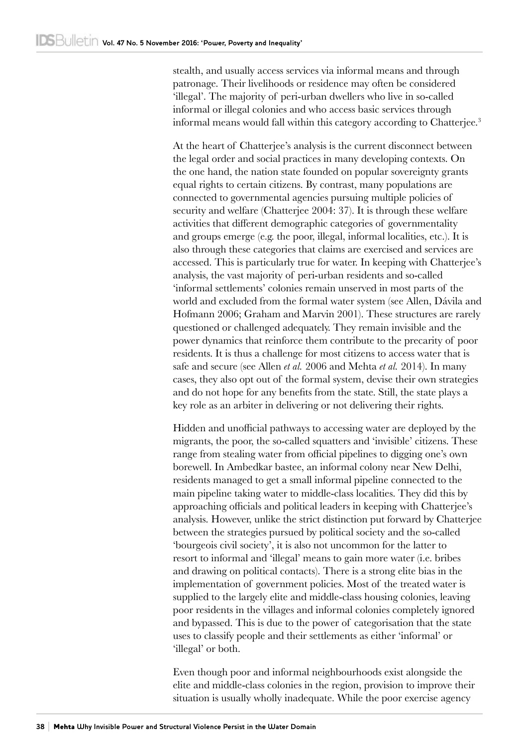stealth, and usually access services via informal means and through patronage. Their livelihoods or residence may often be considered 'illegal'. The majority of peri-urban dwellers who live in so-called informal or illegal colonies and who access basic services through informal means would fall within this category according to Chatterjee.[3]

At the heart of Chatterjee's analysis is the current disconnect between the legal order and social practices in many developing contexts. On the one hand, the nation state founded on popular sovereignty grants equal rights to certain citizens. By contrast, many populations are connected to governmental agencies pursuing multiple policies of security and welfare (Chatterjee 2004: 37). It is through these welfare activities that different demographic categories of governmentality and groups emerge (e.g. the poor, illegal, informal localities, etc.). It is also through these categories that claims are exercised and services are accessed. This is particularly true for water. In keeping with Chatterjee's analysis, the vast majority of peri-urban residents and so-called 'informal settlements' colonies remain unserved in most parts of the world and excluded from the formal water system (see Allen, Dávila and Hofmann 2006; Graham and Marvin 2001). These structures are rarely questioned or challenged adequately. They remain invisible and the power dynamics that reinforce them contribute to the precarity of poor residents. It is thus a challenge for most citizens to access water that is safe and secure (see Allen *et al.* 2006 and Mehta *et al.* 2014). In many cases, they also opt out of the formal system, devise their own strategies and do not hope for any benefits from the state. Still, the state plays a key role as an arbiter in delivering or not delivering their rights.

Hidden and unofficial pathways to accessing water are deployed by the migrants, the poor, the so-called squatters and 'invisible' citizens. These range from stealing water from official pipelines to digging one's own borewell. In Ambedkar bastee, an informal colony near New Delhi, residents managed to get a small informal pipeline connected to the main pipeline taking water to middle-class localities. They did this by approaching officials and political leaders in keeping with Chatterjee's analysis. However, unlike the strict distinction put forward by Chatterjee between the strategies pursued by political society and the so-called 'bourgeois civil society', it is also not uncommon for the latter to resort to informal and 'illegal' means to gain more water (i.e. bribes and drawing on political contacts). There is a strong elite bias in the implementation of government policies. Most of the treated water is supplied to the largely elite and middle-class housing colonies, leaving poor residents in the villages and informal colonies completely ignored and bypassed. This is due to the power of categorisation that the state uses to classify people and their settlements as either 'informal' or 'illegal' or both.

Even though poor and informal neighbourhoods exist alongside the elite and middle-class colonies in the region, provision to improve their situation is usually wholly inadequate. While the poor exercise agency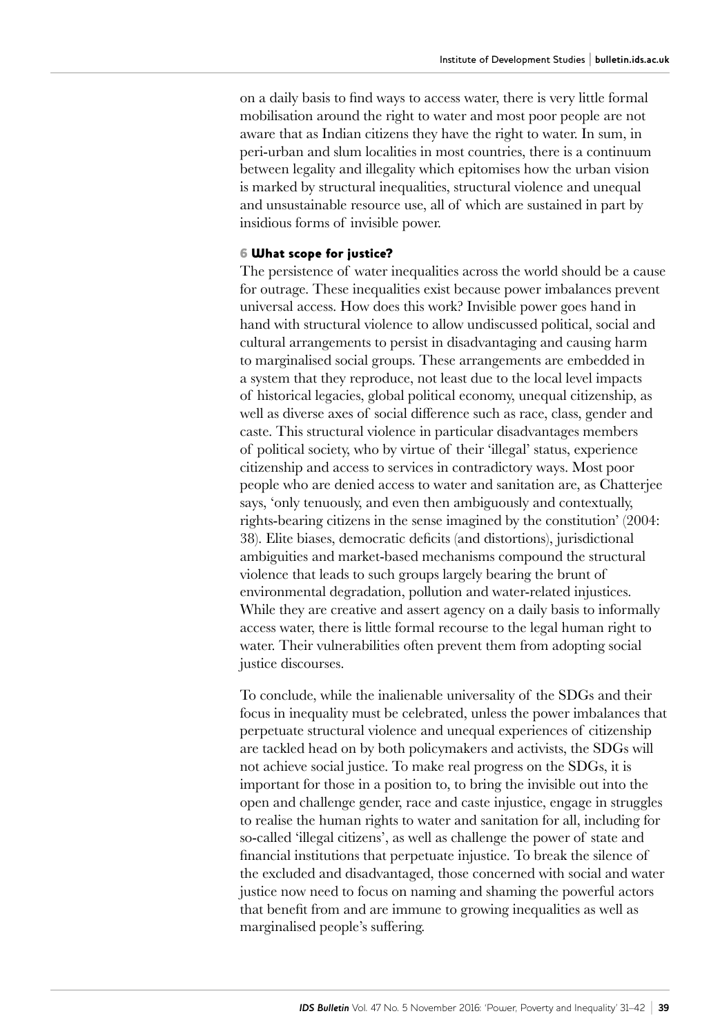on a daily basis to find ways to access water, there is very little formal mobilisation around the right to water and most poor people are not aware that as Indian citizens they have the right to water. In sum, in peri-urban and slum localities in most countries, there is a continuum between legality and illegality which epitomises how the urban vision is marked by structural inequalities, structural violence and unequal and unsustainable resource use, all of which are sustained in part by insidious forms of invisible power.

## 6 What scope for justice?

The persistence of water inequalities across the world should be a cause for outrage. These inequalities exist because power imbalances prevent universal access. How does this work? Invisible power goes hand in hand with structural violence to allow undiscussed political, social and cultural arrangements to persist in disadvantaging and causing harm to marginalised social groups. These arrangements are embedded in a system that they reproduce, not least due to the local level impacts of historical legacies, global political economy, unequal citizenship, as well as diverse axes of social difference such as race, class, gender and caste. This structural violence in particular disadvantages members of political society, who by virtue of their 'illegal' status, experience citizenship and access to services in contradictory ways. Most poor people who are denied access to water and sanitation are, as Chatterjee says, 'only tenuously, and even then ambiguously and contextually, rights-bearing citizens in the sense imagined by the constitution' (2004: 38). Elite biases, democratic deficits (and distortions), jurisdictional ambiguities and market-based mechanisms compound the structural violence that leads to such groups largely bearing the brunt of environmental degradation, pollution and water-related injustices. While they are creative and assert agency on a daily basis to informally access water, there is little formal recourse to the legal human right to water. Their vulnerabilities often prevent them from adopting social justice discourses.

To conclude, while the inalienable universality of the SDGs and their focus in inequality must be celebrated, unless the power imbalances that perpetuate structural violence and unequal experiences of citizenship are tackled head on by both policymakers and activists, the SDGs will not achieve social justice. To make real progress on the SDGs, it is important for those in a position to, to bring the invisible out into the open and challenge gender, race and caste injustice, engage in struggles to realise the human rights to water and sanitation for all, including for so-called 'illegal citizens', as well as challenge the power of state and financial institutions that perpetuate injustice. To break the silence of the excluded and disadvantaged, those concerned with social and water justice now need to focus on naming and shaming the powerful actors that benefit from and are immune to growing inequalities as well as marginalised people's suffering.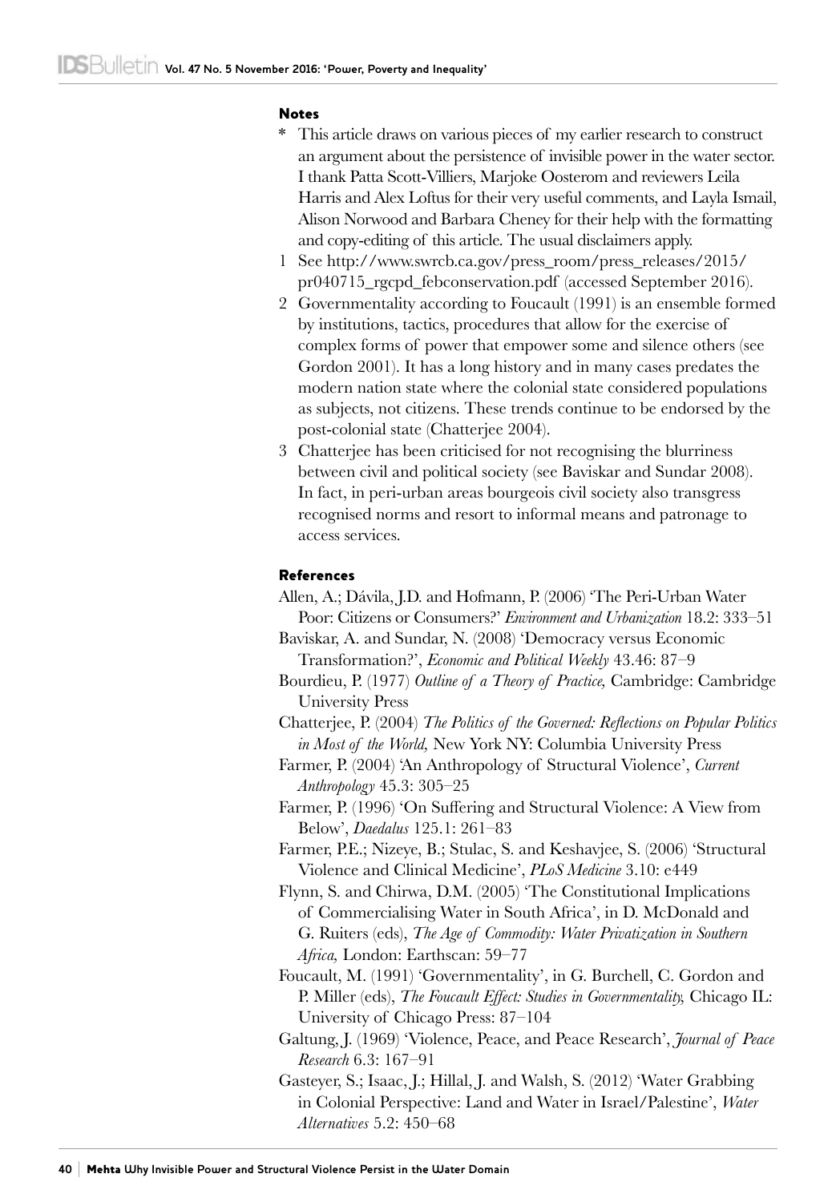#### Notes

\* This article draws on various pieces of my earlier research to construct an argument about the persistence of invisible power in the water sector. I thank Patta Scott-Villiers, Marjoke Oosterom and reviewers Leila Harris and Alex Loftus for their very useful comments, and Layla Ismail, Alison Norwood and Barbara Cheney for their help with the formatting and copy-editing of this article. The usual disclaimers apply.

1 See http://www.swrcb.ca.gov/press_room/press_releases/2015/pr040715_rgcpd_febconservation.pdf (accessed September 2016).

2 Governmentality according to Foucault (1991) is an ensemble formed by institutions, tactics, procedures that allow for the exercise of complex forms of power that empower some and silence others (see Gordon 2001). It has a long history and in many cases predates the modern nation state where the colonial state considered populations as subjects, not citizens. These trends continue to be endorsed by the post-colonial state (Chatterjee 2004).

3 Chatterjee has been criticised for not recognising the blurriness between civil and political society (see Baviskar and Sundar 2008). In fact, in peri-urban areas bourgeois civil society also transgress recognised norms and resort to informal means and patronage to access services.

#### References

Allen, A.; Dávila, J.D. and Hofmann, P. (2006) 'The Peri-Urban Water Poor: Citizens or Consumers?' *Environment and Urbanization* 18.2: 333–51

Baviskar, A. and Sundar, N. (2008) 'Democracy versus Economic Transformation?', *Economic and Political Weekly* 43.46: 87–9

Bourdieu, P. (1977) *Outline of a Theory of Practice,* Cambridge: Cambridge University Press

Chatterjee, P. (2004) *The Politics of the Governed: Reflections on Popular Politics in Most of the World,* New York NY: Columbia University Press

Farmer, P. (2004) 'An Anthropology of Structural Violence', *Current Anthropology* 45.3: 305–25

Farmer, P. (1996) 'On Suffering and Structural Violence: A View from Below', *Daedalus* 125.1: 261–83

Farmer, P.E.; Nizeye, B.; Stulac, S. and Keshavjee, S. (2006) 'Structural Violence and Clinical Medicine', *PLoS Medicine* 3.10: e449

Flynn, S. and Chirwa, D.M. (2005) 'The Constitutional Implications of Commercialising Water in South Africa', in D. McDonald and G. Ruiters (eds), *The Age of Commodity: Water Privatization in Southern Africa,* London: Earthscan: 59–77

Foucault, M. (1991) 'Governmentality', in G. Burchell, C. Gordon and P. Miller (eds), *The Foucault Effect: Studies in Governmentality,* Chicago IL: University of Chicago Press: 87–104

Galtung, J. (1969) 'Violence, Peace, and Peace Research', *Journal of Peace Research* 6.3: 167–91

Gasteyer, S.; Isaac, J.; Hillal, J. and Walsh, S. (2012) 'Water Grabbing in Colonial Perspective: Land and Water in Israel/Palestine', *Water Alternatives* 5.2: 450–68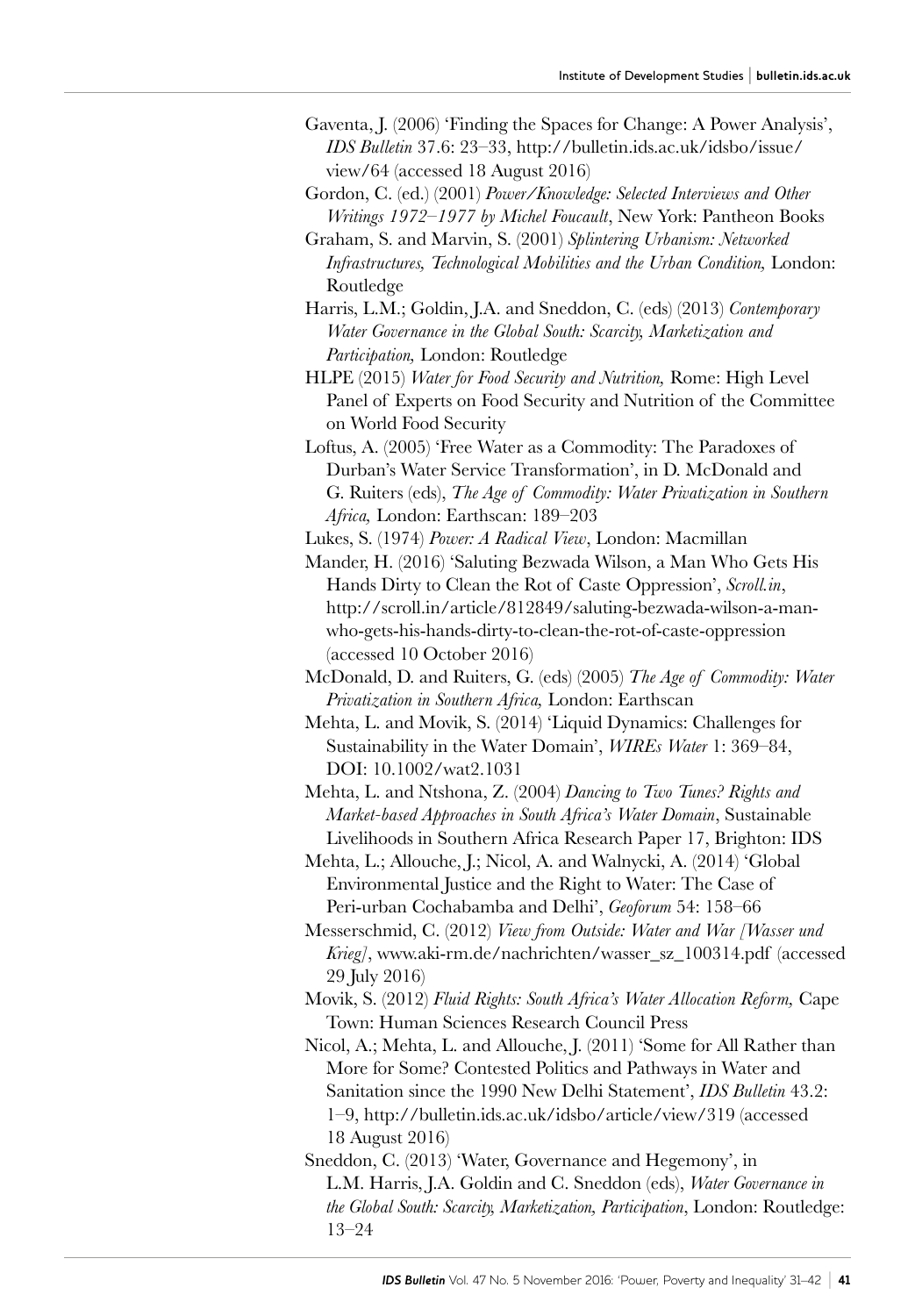Gaventa, J. (2006) 'Finding the Spaces for Change: A Power Analysis', *IDS Bulletin* 37.6: 23–33, http://bulletin.ids.ac.uk/idsbo/issue/view/64 (accessed 18 August 2016)

Gordon, C. (ed.) (2001) *Power/Knowledge: Selected Interviews and Other Writings 1972–1977 by Michel Foucault*, New York: Pantheon Books

Graham, S. and Marvin, S. (2001) *Splintering Urbanism: Networked Infrastructures, Technological Mobilities and the Urban Condition,* London: Routledge

Harris, L.M.; Goldin, J.A. and Sneddon, C. (eds) (2013) *Contemporary Water Governance in the Global South: Scarcity, Marketization and Participation,* London: Routledge

HLPE (2015) *Water for Food Security and Nutrition,* Rome: High Level Panel of Experts on Food Security and Nutrition of the Committee on World Food Security

Loftus, A. (2005) 'Free Water as a Commodity: The Paradoxes of Durban's Water Service Transformation', in D. McDonald and G. Ruiters (eds), *The Age of Commodity: Water Privatization in Southern Africa,* London: Earthscan: 189–203

Lukes, S. (1974) *Power: A Radical View*, London: Macmillan

Mander, H. (2016) 'Saluting Bezwada Wilson, a Man Who Gets His Hands Dirty to Clean the Rot of Caste Oppression', *Scroll.in*, http://scroll.in/article/812849/saluting-bezwada-wilson-a-man-who-gets-his-hands-dirty-to-clean-the-rot-of-caste-oppression (accessed 10 October 2016)

McDonald, D. and Ruiters, G. (eds) (2005) *The Age of Commodity: Water Privatization in Southern Africa,* London: Earthscan

Mehta, L. and Movik, S. (2014) 'Liquid Dynamics: Challenges for Sustainability in the Water Domain', *WIREs Water* 1: 369–84, DOI: 10.1002/wat2.1031

Mehta, L. and Ntshona, Z. (2004) *Dancing to Two Tunes? Rights and Market-based Approaches in South Africa's Water Domain*, Sustainable Livelihoods in Southern Africa Research Paper 17, Brighton: IDS

Mehta, L.; Allouche, J.; Nicol, A. and Walnycki, A. (2014) 'Global Environmental Justice and the Right to Water: The Case of Peri-urban Cochabamba and Delhi', *Geoforum* 54: 158–66

Messerschmid, C. (2012) *View from Outside: Water and War [Wasser und Krieg]*, www.aki-rm.de/nachrichten/wasser_sz_100314.pdf (accessed 29 July 2016)

Movik, S. (2012) *Fluid Rights: South Africa's Water Allocation Reform,* Cape Town: Human Sciences Research Council Press

Nicol, A.; Mehta, L. and Allouche, J. (2011) 'Some for All Rather than More for Some? Contested Politics and Pathways in Water and Sanitation since the 1990 New Delhi Statement', *IDS Bulletin* 43.2: 1–9, http://bulletin.ids.ac.uk/idsbo/article/view/319 (accessed 18 August 2016)

Sneddon, C. (2013) 'Water, Governance and Hegemony', in L.M. Harris, J.A. Goldin and C. Sneddon (eds), *Water Governance in the Global South: Scarcity, Marketization, Participation*, London: Routledge: 13–24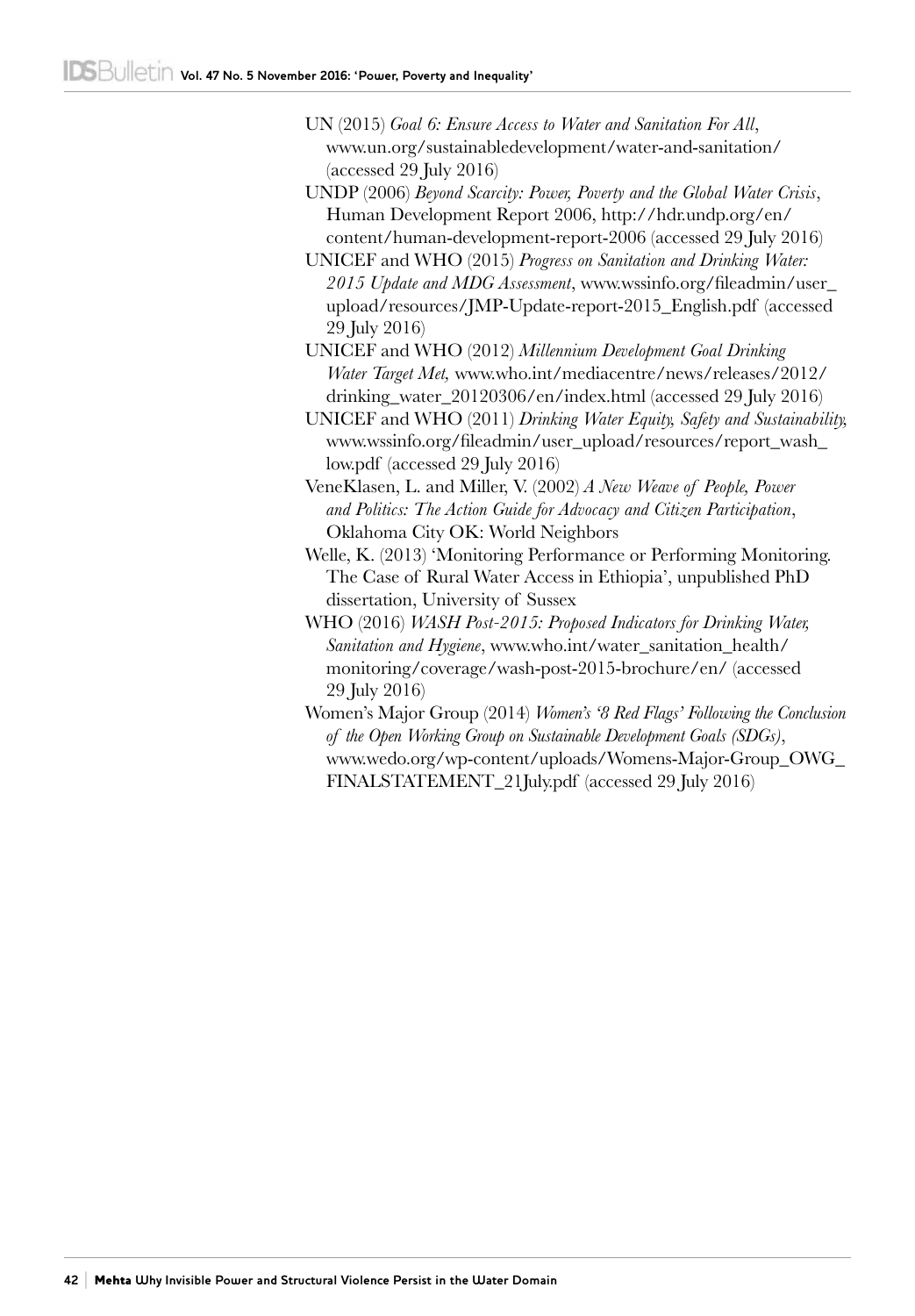UN (2015) *Goal 6: Ensure Access to Water and Sanitation For All*, www.un.org/sustainabledevelopment/water-and-sanitation/ (accessed 29 July 2016)

UNDP (2006) *Beyond Scarcity: Power, Poverty and the Global Water Crisis*, Human Development Report 2006, http://hdr.undp.org/en/content/human-development-report-2006 (accessed 29 July 2016)

UNICEF and WHO (2015) *Progress on Sanitation and Drinking Water: 2015 Update and MDG Assessment*, www.wssinfo.org/fileadmin/user_upload/resources/JMP-Update-report-2015_English.pdf (accessed 29 July 2016)

UNICEF and WHO (2012) *Millennium Development Goal Drinking Water Target Met,* www.who.int/mediacentre/news/releases/2012/drinking_water_20120306/en/index.html (accessed 29 July 2016)

UNICEF and WHO (2011) *Drinking Water Equity, Safety and Sustainability,* www.wssinfo.org/fileadmin/user_upload/resources/report_wash_low.pdf (accessed 29 July 2016)

VeneKlasen, L. and Miller, V. (2002) *A New Weave of People, Power and Politics: The Action Guide for Advocacy and Citizen Participation*, Oklahoma City OK: World Neighbors

Welle, K. (2013) 'Monitoring Performance or Performing Monitoring. The Case of Rural Water Access in Ethiopia', unpublished PhD dissertation, University of Sussex

WHO (2016) *WASH Post-2015: Proposed Indicators for Drinking Water, Sanitation and Hygiene*, www.who.int/water_sanitation_health/monitoring/coverage/wash-post-2015-brochure/en/ (accessed 29 July 2016)

Women's Major Group (2014) *Women's '8 Red Flags' Following the Conclusion of the Open Working Group on Sustainable Development Goals (SDGs)*, www.wedo.org/wp-content/uploads/Womens-Major-Group_OWG_FINALSTATEMENT_21July.pdf (accessed 29 July 2016)